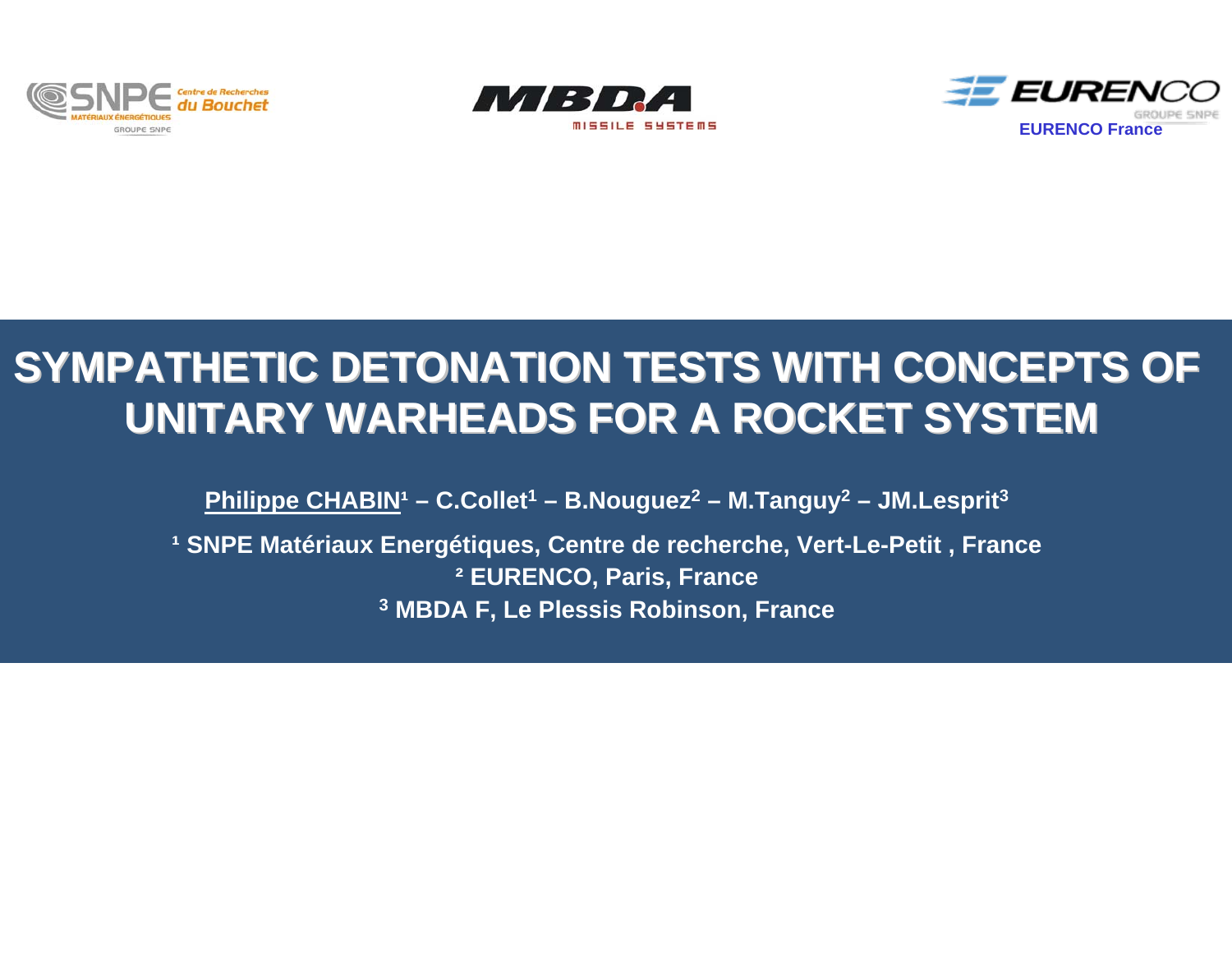SNPE Matériaux Énergétiques – Centre de Recherches du Bouchet – Groupe SNPE

MBDA Missile Systems

EURENCO – Groupe SNPE

EURENCO France

# SYMPATHETIC DETONATION TESTS WITH CONCEPTS OF UNITARY WARHEADS FOR A ROCKET SYSTEM

**Philippe CHABIN[1] – C.Collet[1] – B.Nouguez[2] – M.Tanguy[2] – JM.Lesprit[3]**

**[1] SNPE Matériaux Energétiques, Centre de recherche, Vert-Le-Petit , France**

**[2] EURENCO, Paris, France**

**[3] MBDA F, Le Plessis Robinson, France**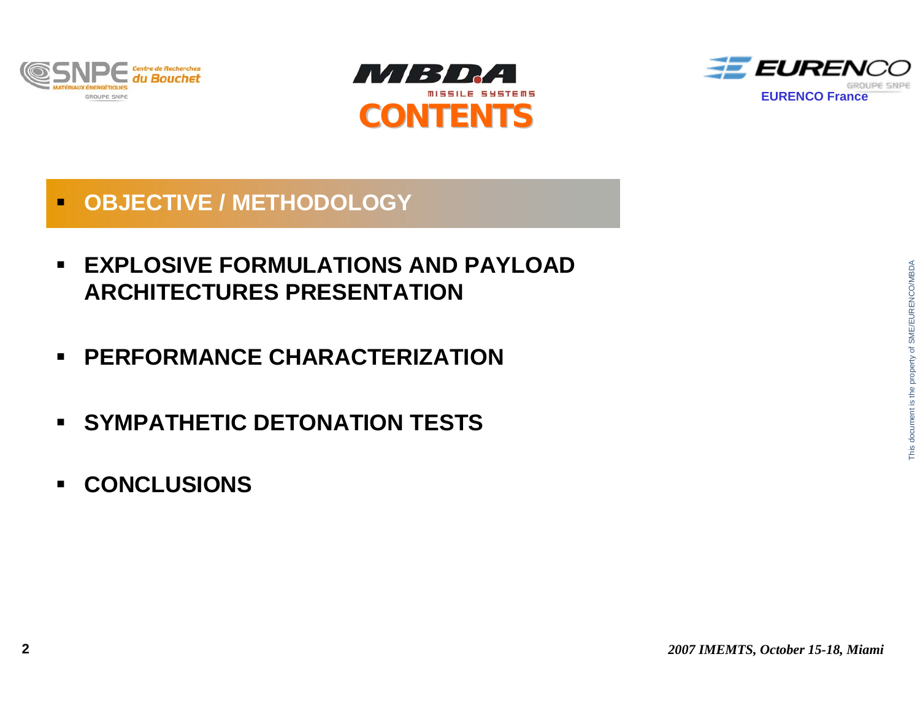# CONTENTS

- **OBJECTIVE / METHODOLOGY**
- **EXPLOSIVE FORMULATIONS AND PAYLOAD ARCHITECTURES PRESENTATION**
- **PERFORMANCE CHARACTERIZATION**
- **SYMPATHETIC DETONATION TESTS**
- **CONCLUSIONS**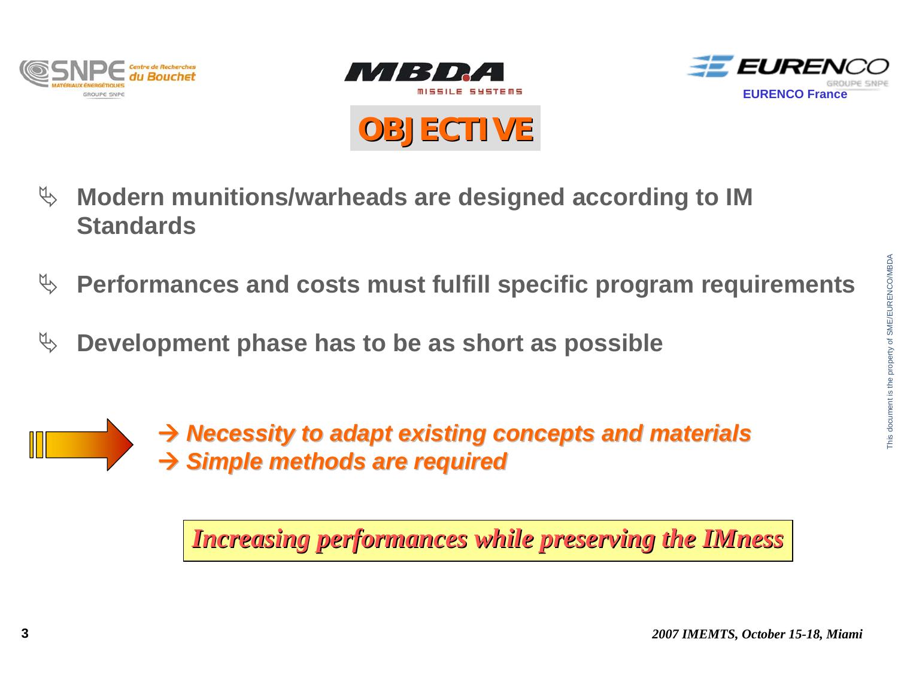# OBJECTIVE

- **Modern munitions/warheads are designed according to IM Standards**
- **Performances and costs must fulfill specific program requirements**
- **Development phase has to be as short as possible**

→ ***Necessity to adapt existing concepts and materials***
→ ***Simple methods are required***

***Increasing performances while preserving the IMness***

This document is the property of SME/EURENCO/MBDA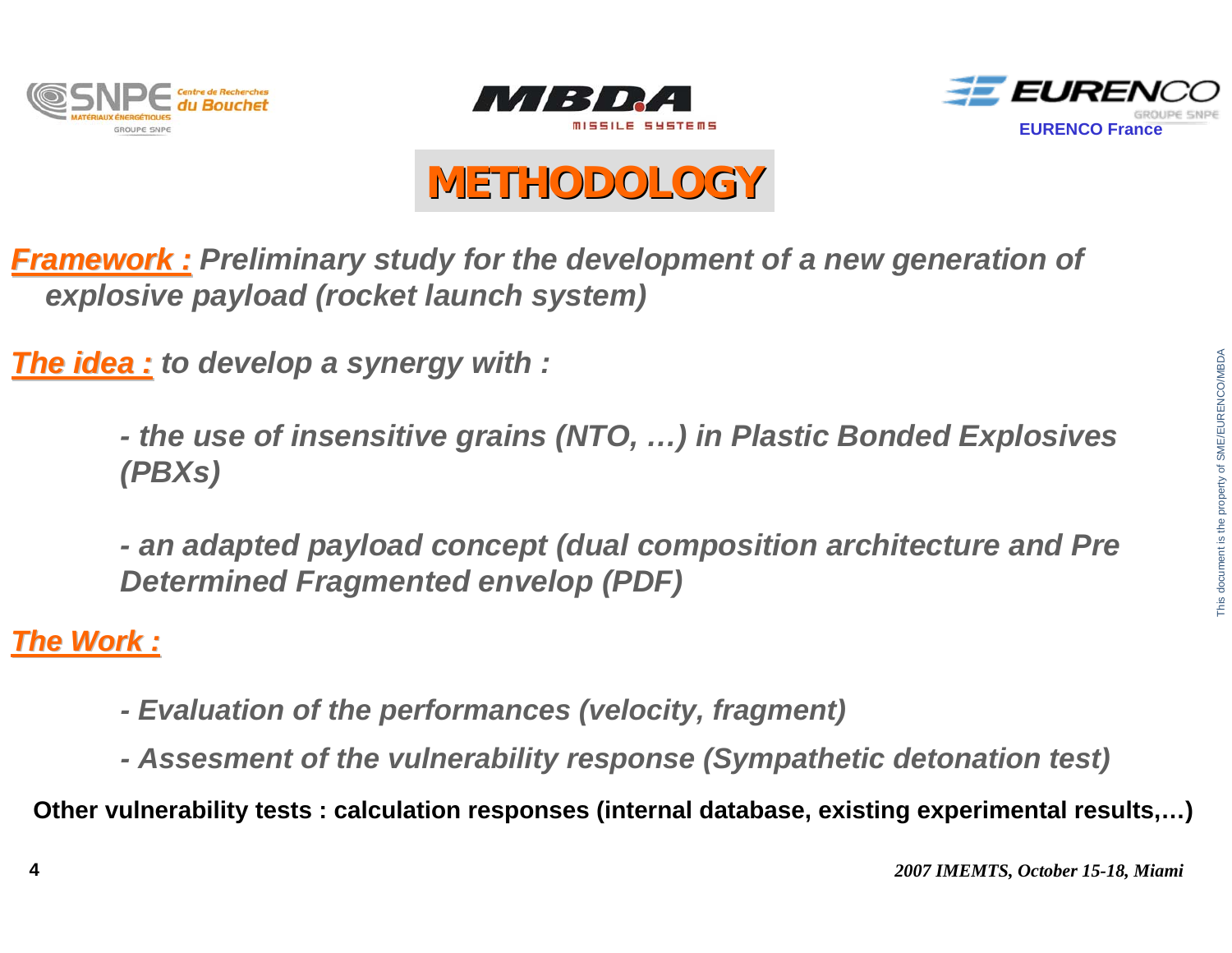# METHODOLOGY

***Framework :*** *Preliminary study for the development of a new generation of explosive payload (rocket launch system)*

***The idea :*** *to develop a synergy with :*

- *the use of insensitive grains (NTO, …) in Plastic Bonded Explosives (PBXs)*

- *an adapted payload concept (dual composition architecture and Pre Determined Fragmented envelop (PDF)*

***The Work :***

- *Evaluation of the performances (velocity, fragment)*
- *Assesment of the vulnerability response (Sympathetic detonation test)*

**Other vulnerability tests : calculation responses (internal database, existing experimental results,…)**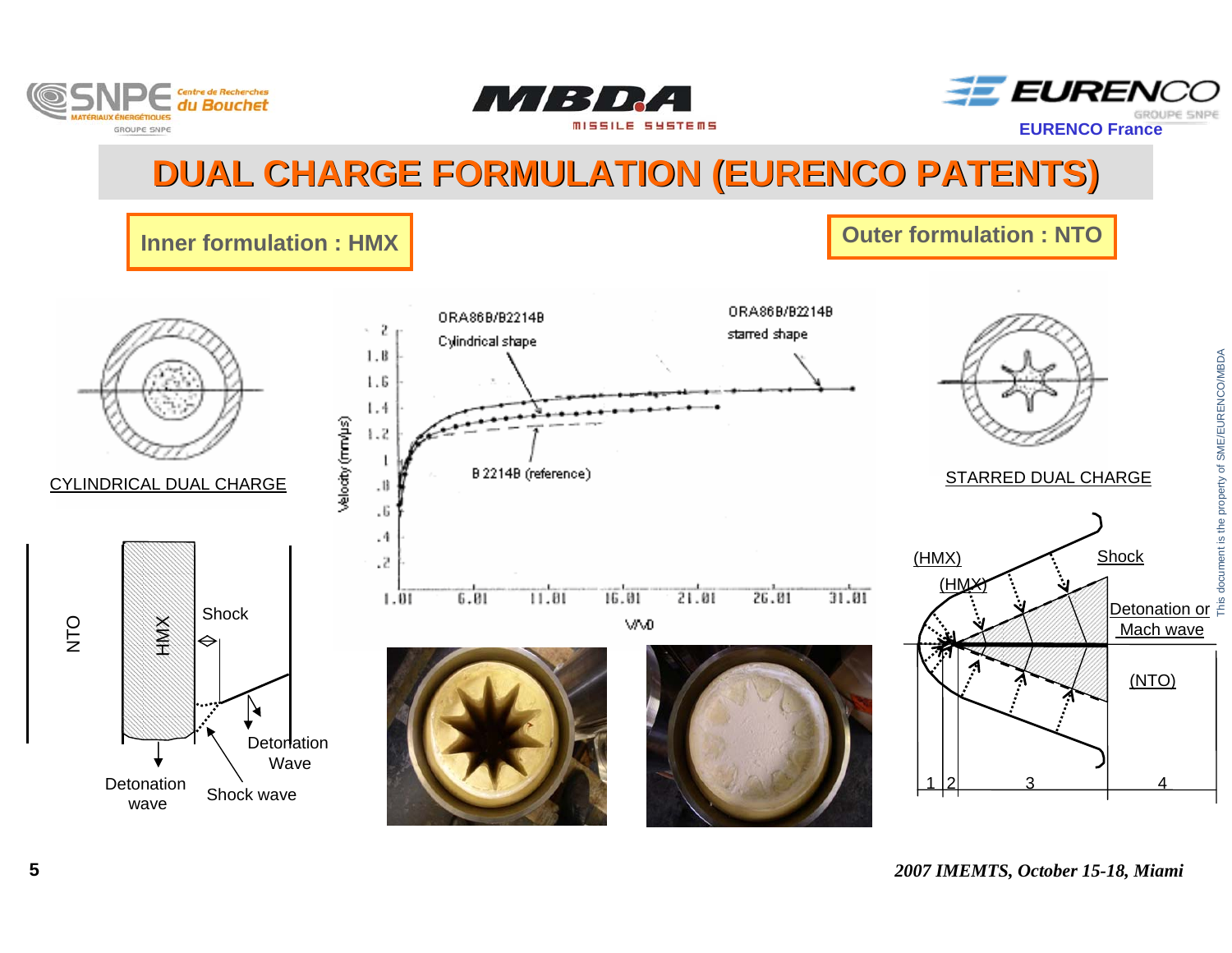# DUAL CHARGE FORMULATION (EURENCO PATENTS)

**Inner formulation : HMX**

**Outer formulation : NTO**

CYLINDRICAL DUAL CHARGE

NTO

HMX

Shock

Detonation Wave

Detonation wave

Shock wave

ORA86B/B2214B Cylindrical shape

ORA86B/B2214B starred shape

B 2214B (reference)

Velocity (mm/µs)

V/V0

STARRED DUAL CHARGE

(HMX)

(HMX)

Shock

Detonation or Mach wave

(NTO)

1 2 3 4

This document is the property of SME/EURENCO/MBDA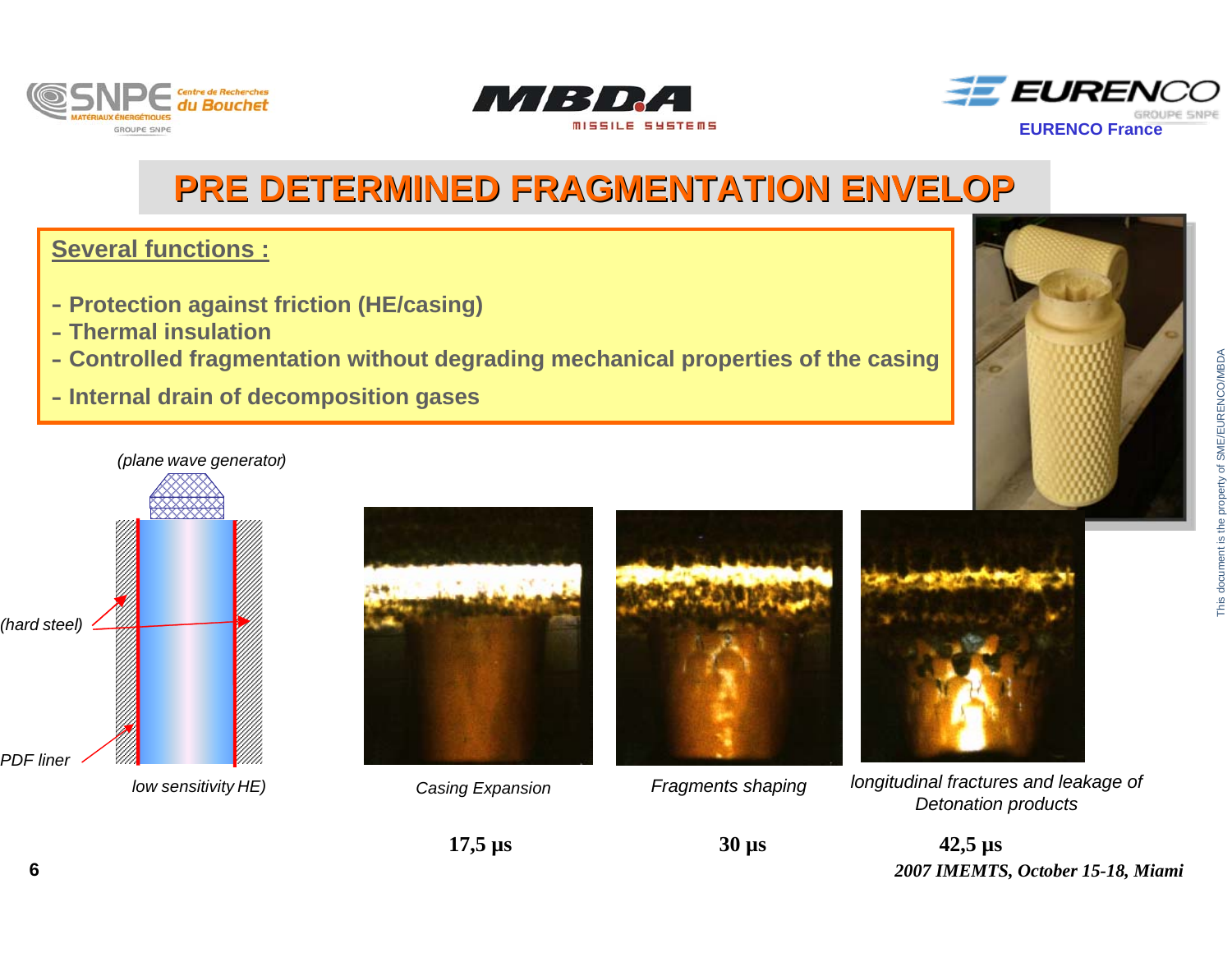# PRE DETERMINED FRAGMENTATION ENVELOP

**Several functions :**

- **Protection against friction (HE/casing)**
- **Thermal insulation**
- **Controlled fragmentation without degrading mechanical properties of the casing**
- **Internal drain of decomposition gases**

*(plane wave generator)*

*(hard steel)*

*PDF liner*

*low sensitivity HE)*

| *Casing Expansion* | *Fragments shaping* | *longitudinal fractures and leakage of Detonation products* |
|---|---|---|
| **17,5 µs** | **30 µs** | **42,5 µs** |

*2007 IMEMTS, October 15-18, Miami*

This document is the property of SME/EURENCO/MBDA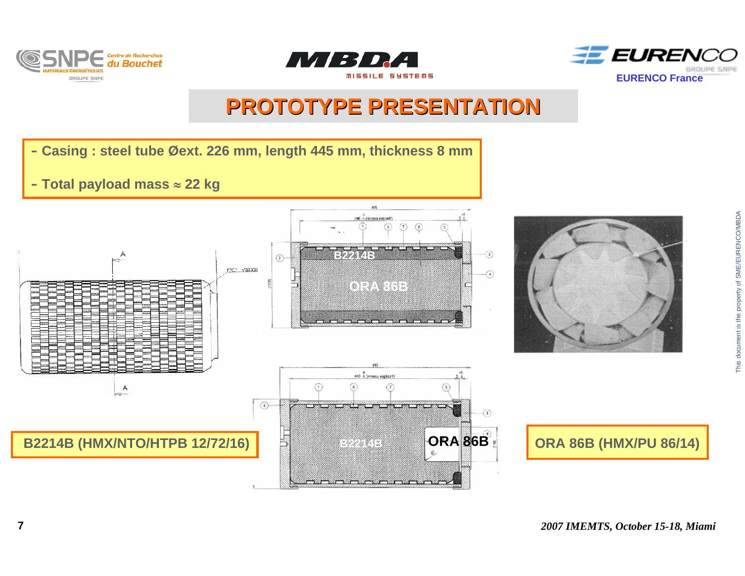# PROTOTYPE PRESENTATION

- **Casing : steel tube Øext. 226 mm, length 445 mm, thickness 8 mm**
- **Total payload mass ≈ 22 kg**

**B2214B (HMX/NTO/HTPB 12/72/16)**

**ORA 86B (HMX/PU 86/14)**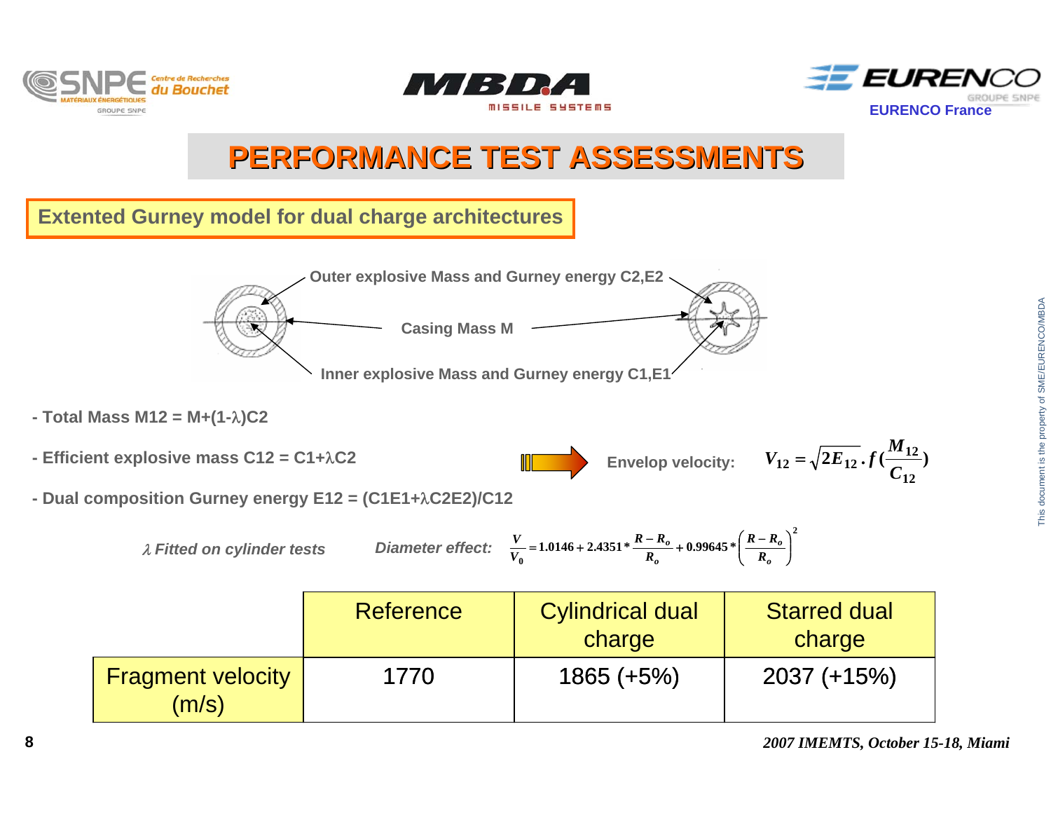# PERFORMANCE TEST ASSESSMENTS

## Extented Gurney model for dual charge architectures

Outer explosive Mass and Gurney energy C2,E2

Casing Mass M

Inner explosive Mass and Gurney energy C1,E1

- Total Mass M12 = M+(1-λ)C2
- Efficient explosive mass C12 = C1+λC2
- Dual composition Gurney energy E12 = (C1E1+λC2E2)/C12

Envelop velocity: $V_{12} = \sqrt{2E_{12}} \cdot f(\frac{M_{12}}{C_{12}})$

*λ Fitted on cylinder tests*

*Diameter effect:* $\frac{V}{V_0} = 1.0146 + 2.4351 * \frac{R - R_o}{R_o} + 0.99645 * \left(\frac{R - R_o}{R_o}\right)^2$

| | Reference | Cylindrical dual charge | Starred dual charge |
|---|---|---|---|
| Fragment velocity (m/s) | 1770 | 1865 (+5%) | 2037 (+15%) |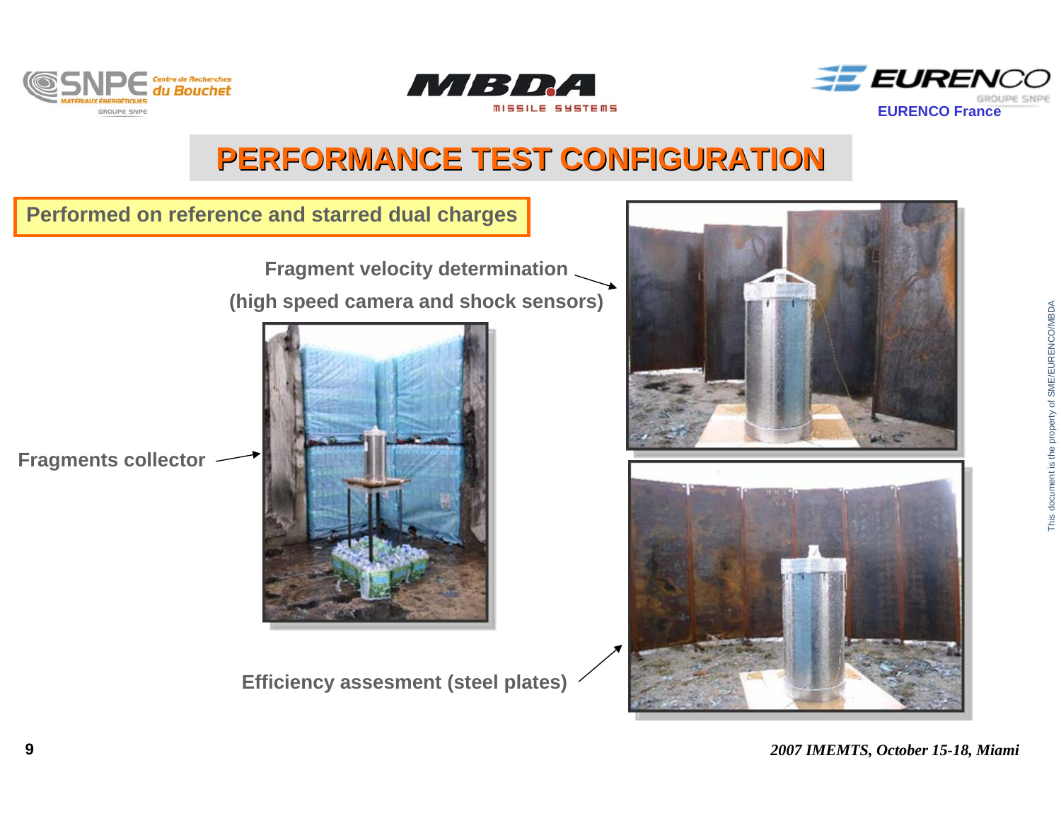# PERFORMANCE TEST CONFIGURATION

**Performed on reference and starred dual charges**

**Fragment velocity determination**

**(high speed camera and shock sensors)**

**Fragments collector**

**Efficiency assesment (steel plates)**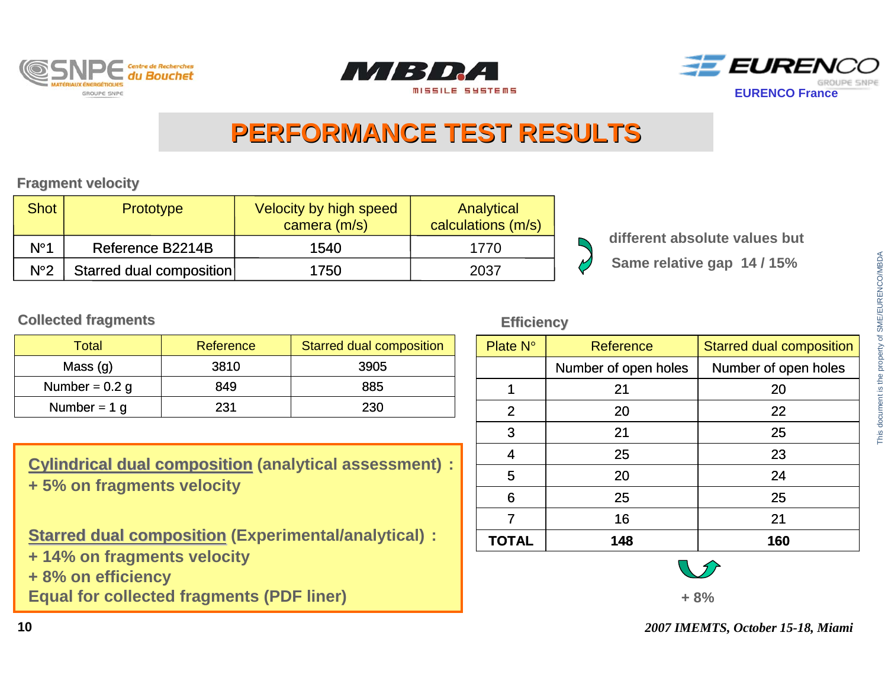# PERFORMANCE TEST RESULTS

## Fragment velocity

| Shot | Prototype | Velocity by high speed camera (m/s) | Analytical calculations (m/s) |
|---|---|---|---|
| N°1 | Reference B2214B | 1540 | 1770 |
| N°2 | Starred dual composition | 1750 | 2037 |

**different absolute values but**

**Same relative gap 14 / 15%**

## Collected fragments

| Total | Reference | Starred dual composition |
|---|---|---|
| Mass (g) | 3810 | 3905 |
| Number = 0.2 g | 849 | 885 |
| Number = 1 g | 231 | 230 |

## Efficiency

| Plate N° | Reference | Starred dual composition |
|---|---|---|
| | Number of open holes | Number of open holes |
| 1 | 21 | 20 |
| 2 | 20 | 22 |
| 3 | 21 | 25 |
| 4 | 25 | 23 |
| 5 | 20 | 24 |
| 6 | 25 | 25 |
| 7 | 16 | 21 |
| **TOTAL** | **148** | **160** |

**+ 8%**

**Cylindrical dual composition (analytical assessment) :**
**+ 5% on fragments velocity**

**Starred dual composition (Experimental/analytical) :**
**+ 14% on fragments velocity**
**+ 8% on efficiency**
**Equal for collected fragments (PDF liner)**

*This document is the property of SME/EURENCO/MBDA*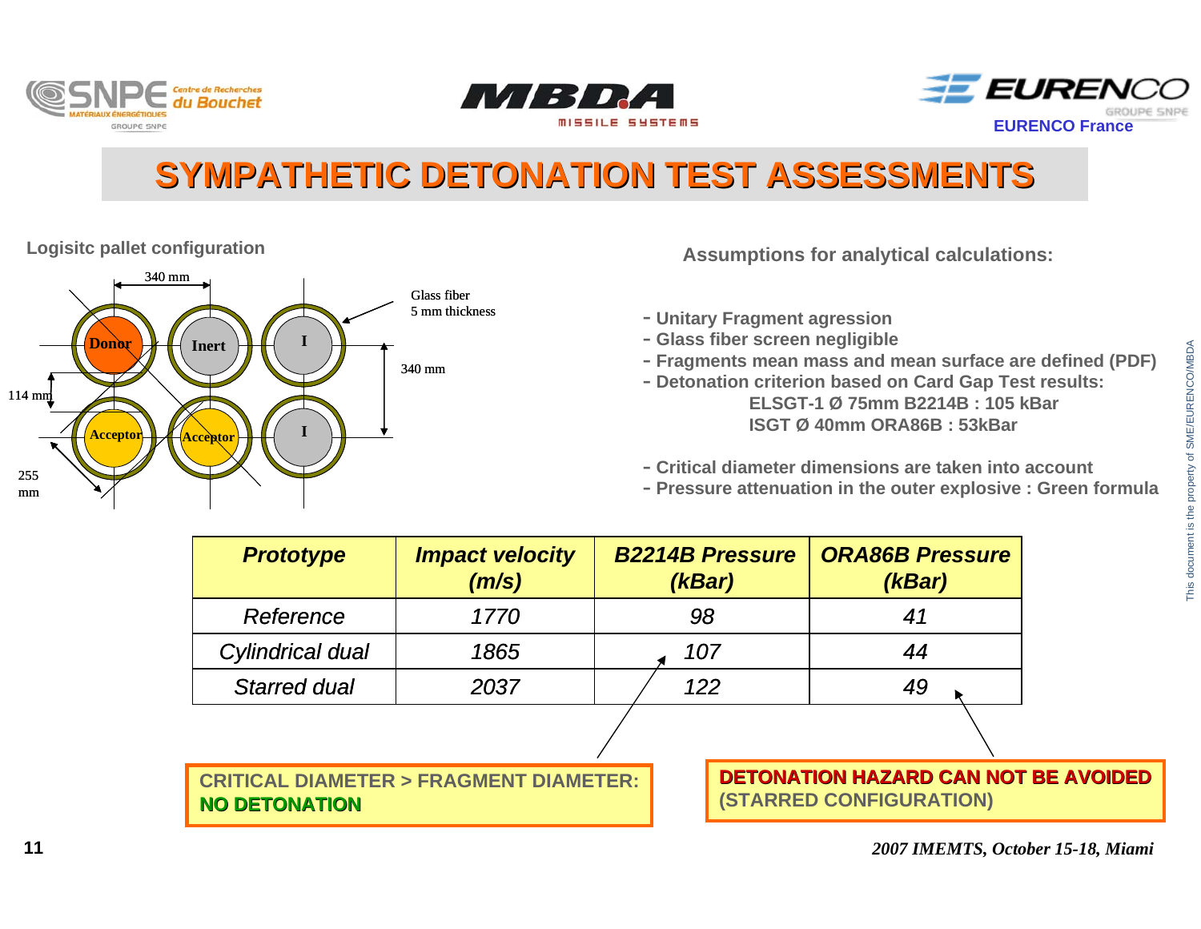# SYMPATHETIC DETONATION TEST ASSESSMENTS

**Logisitc pallet configuration**

340 mm

Glass fiber
5 mm thickness

Donor | Inert | I

Acceptor | Acceptor | I

340 mm

114 mm

255 mm

**Assumptions for analytical calculations:**

- Unitary Fragment agression
- Glass fiber screen negligible
- Fragments mean mass and mean surface are defined (PDF)
- Detonation criterion based on Card Gap Test results:
  - ELSGT-1 Ø 75mm B2214B : 105 kBar
  - ISGT Ø 40mm ORA86B : 53kBar
- Critical diameter dimensions are taken into account
- Pressure attenuation in the outer explosive : Green formula

| *Prototype* | *Impact velocity (m/s)* | *B2214B Pressure (kBar)* | *ORA86B Pressure (kBar)* |
|---|---|---|---|
| *Reference* | *1770* | *98* | *41* |
| *Cylindrical dual* | *1865* | *107* | *44* |
| *Starred dual* | *2037* | *122* | *49* |

CRITICAL DIAMETER > FRAGMENT DIAMETER: **NO DETONATION**

**DETONATION HAZARD CAN NOT BE AVOIDED** (STARRED CONFIGURATION)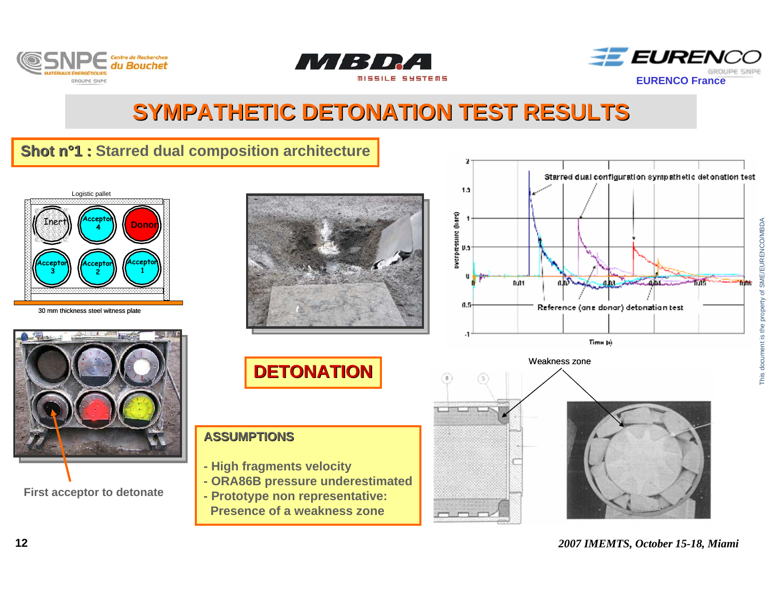# SYMPATHETIC DETONATION TEST RESULTS

**Shot n°1 : Starred dual composition architecture**

Logistic pallet

Inert | Acceptor 4 | Donor

Acceptor 3 | Acceptor 2 | Acceptor 1

30 mm thickness steel witness plate

First acceptor to detonate

**DETONATION**

Starred dual configuration sympathetic detonation test

Reference (one donor) detonation test

Weakness zone

### ASSUMPTIONS

- **High fragments velocity**
- **ORA86B pressure underestimated**
- **Prototype non representative: Presence of a weakness zone**

This document is the property of SME/EURENCO/MBDA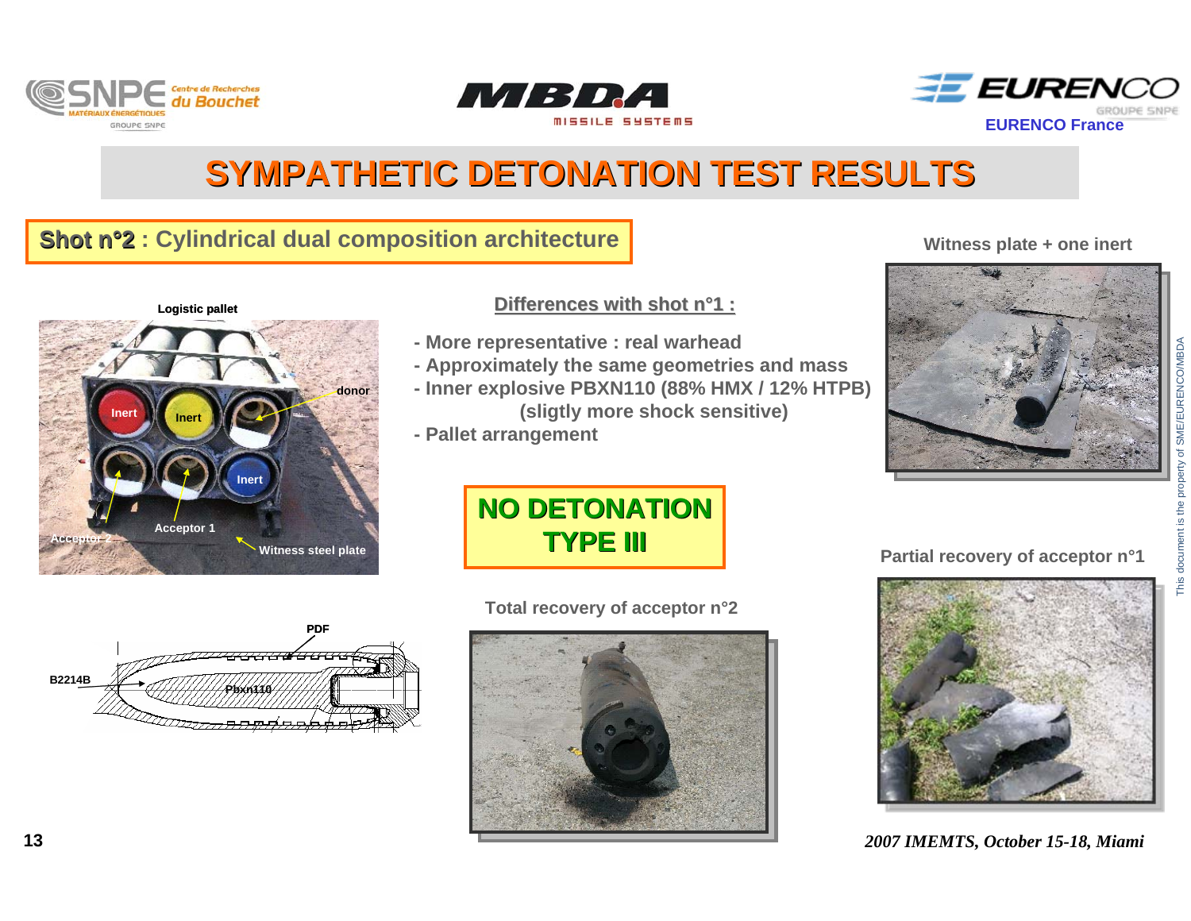# SYMPATHETIC DETONATION TEST RESULTS

## Shot n°2 : Cylindrical dual composition architecture

Logistic pallet

Inert | Inert | donor | Inert | Acceptor 2 | Acceptor 1 | Witness steel plate

PDF | B2214B | Pbxn110

**Differences with shot n°1 :**

- More representative : real warhead
- Approximately the same geometries and mass
- Inner explosive PBXN110 (88% HMX / 12% HTPB) (sligtly more shock sensitive)
- Pallet arrangement

**NO DETONATION TYPE III**

Witness plate + one inert

Total recovery of acceptor n°2

Partial recovery of acceptor n°1

This document is the property of SME/EURENCO/MBDA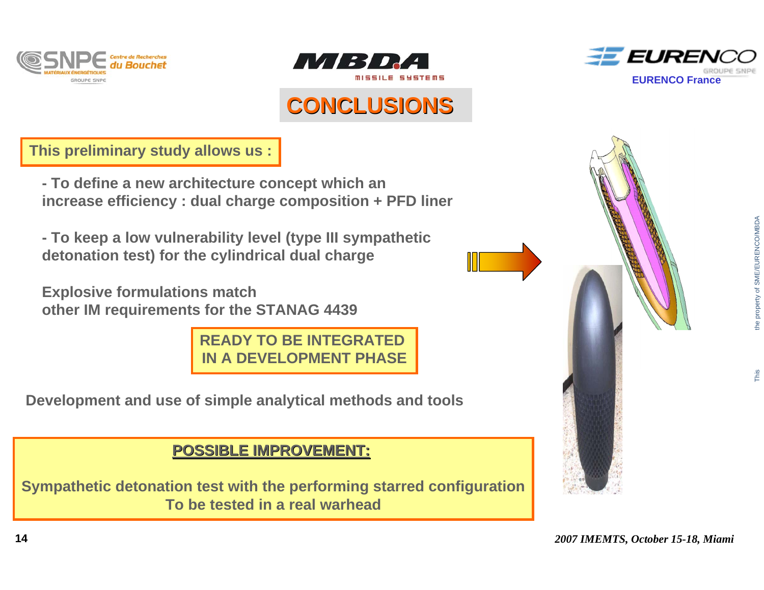# CONCLUSIONS

**This preliminary study allows us :**

**- To define a new architecture concept which an increase efficiency : dual charge composition + PFD liner**

**- To keep a low vulnerability level (type III sympathetic detonation test) for the cylindrical dual charge**

**Explosive formulations match other IM requirements for the STANAG 4439**

**READY TO BE INTEGRATED IN A DEVELOPMENT PHASE**

**Development and use of simple analytical methods and tools**

**POSSIBLE IMPROVEMENT:**

**Sympathetic detonation test with the performing starred configuration To be tested in a real warhead**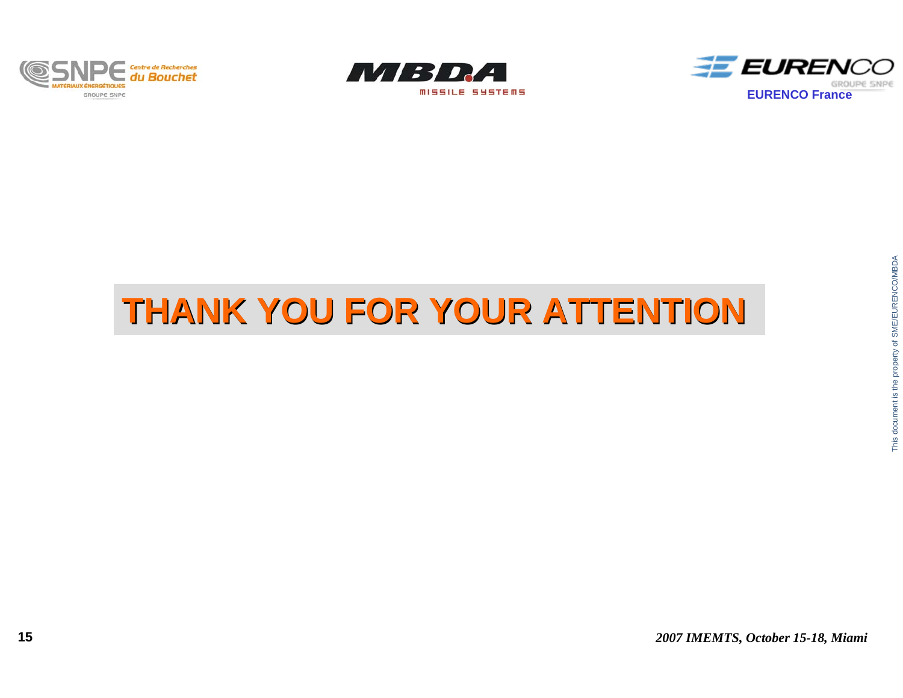# THANK YOU FOR YOUR ATTENTION